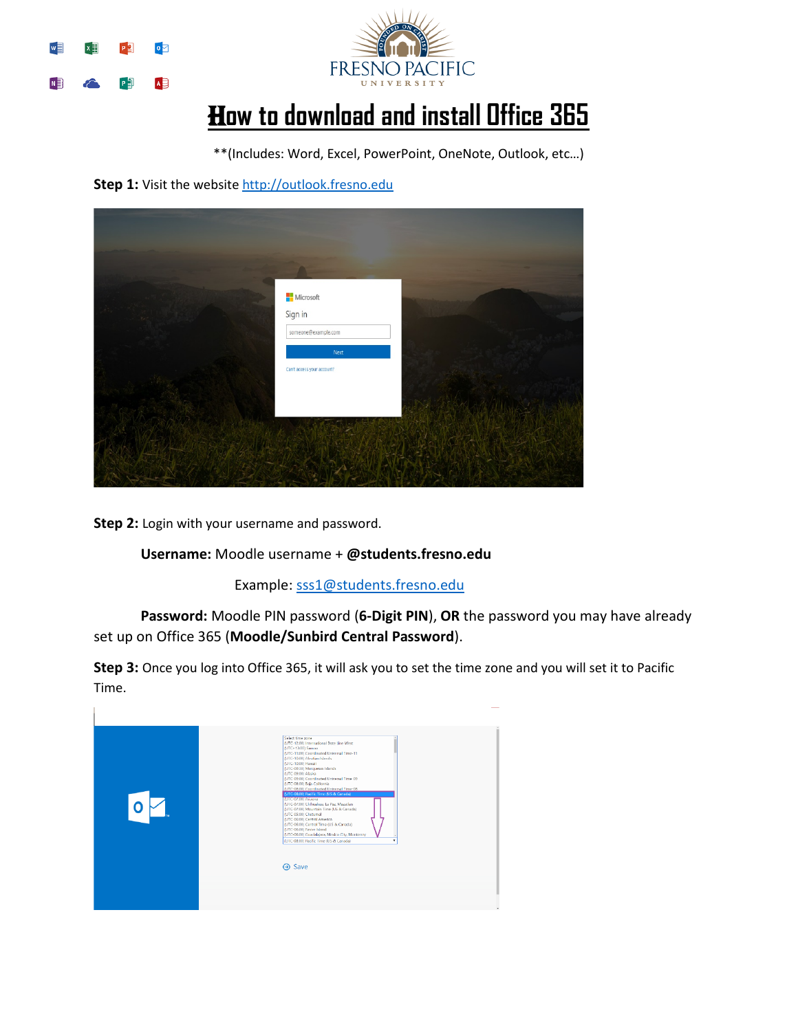# How to download and install Office 365

**(Includes: Word, Excel, PowerPoint, OneNote, Outlook, etc…)

**Step 1:** Visit the website http://outlook.fresno.edu

**Step 2:** Login with your username and password.

**Username:** Moodle username + **@students.fresno.edu**

Example: sss1@students.fresno.edu

**Password:** Moodle PIN password (**6-Digit PIN**), **OR** the password you may have already set up on Office 365 (**Moodle/Sunbird Central Password**).

**Step 3:** Once you log into Office 365, it will ask you to set the time zone and you will set it to Pacific Time.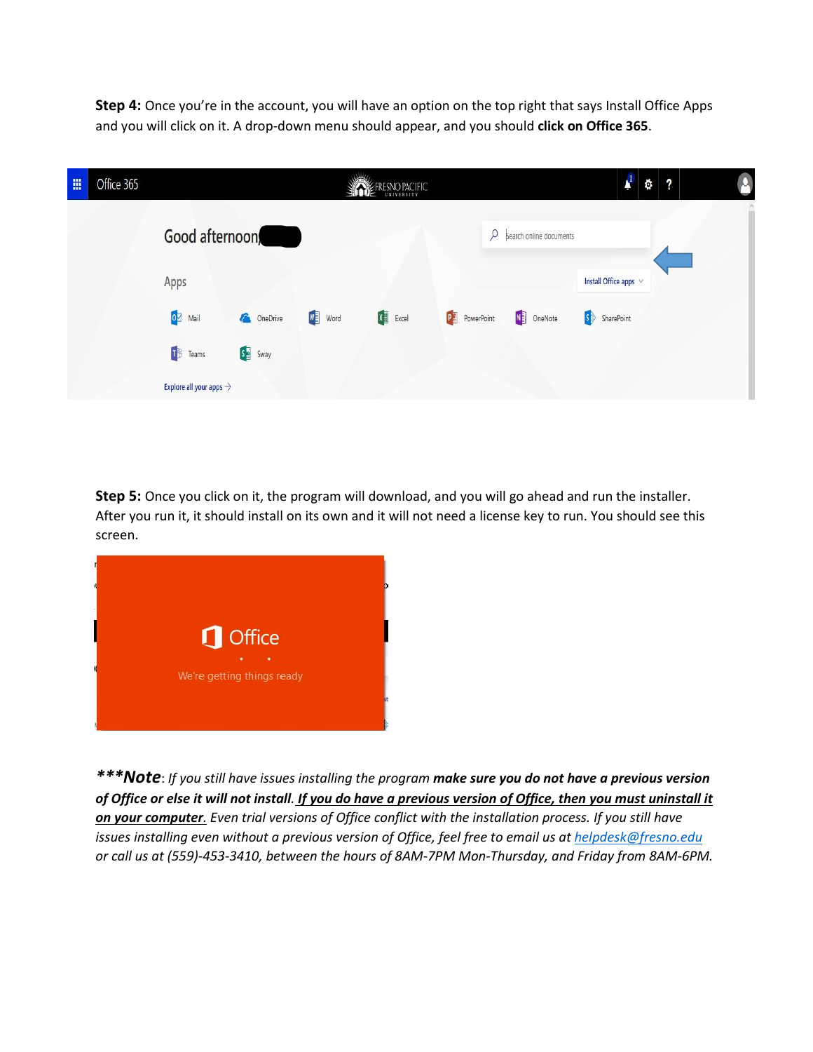**Step 4:** Once you're in the account, you will have an option on the top right that says Install Office Apps and you will click on it. A drop-down menu should appear, and you should **click on Office 365**.

**Step 5:** Once you click on it, the program will download, and you will go ahead and run the installer. After you run it, it should install on its own and it will not need a license key to run. You should see this screen.

***\*\*\*Note**: If you still have issues installing the program **make sure you do not have a previous version of Office or else it will not install**. **<u>If you do have a previous version of Office, then you must uninstall it on your computer</u>**. Even trial versions of Office conflict with the installation process. If you still have issues installing even without a previous version of Office, feel free to email us at [helpdesk@fresno.edu](mailto:helpdesk@fresno.edu) or call us at (559)-453-3410, between the hours of 8AM-7PM Mon-Thursday, and Friday from 8AM-6PM.*